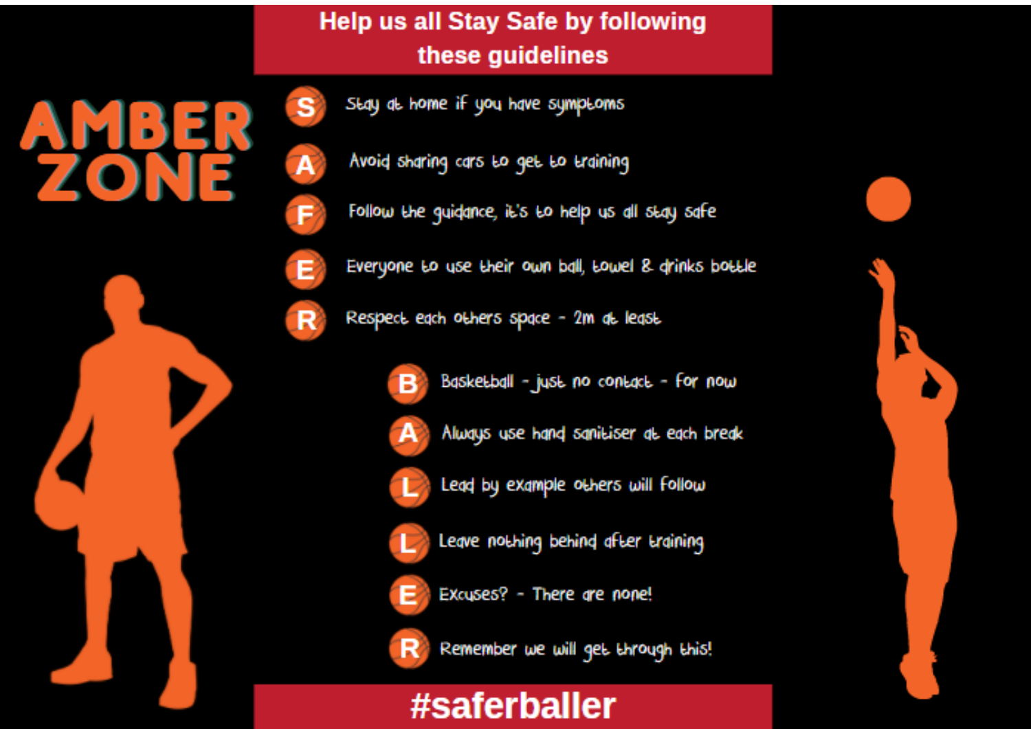# Help us all Stay Safe by following these guidelines

## AMBER ZONE

- **S** Stay at home if you have symptoms
- **A** Avoid sharing cars to get to training
- **F** Follow the guidance, it's to help us all stay safe
- **E** Everyone to use their own ball, towel & drinks bottle
- **R** Respect each others space - 2m at least

- **B** Basketball - just no contact - for now
- **A** Always use hand sanitiser at each break
- **L** Lead by example others will follow
- **L** Leave nothing behind after training
- **E** Excuses? - There are none!
- **R** Remember we will get through this!

**#saferballer**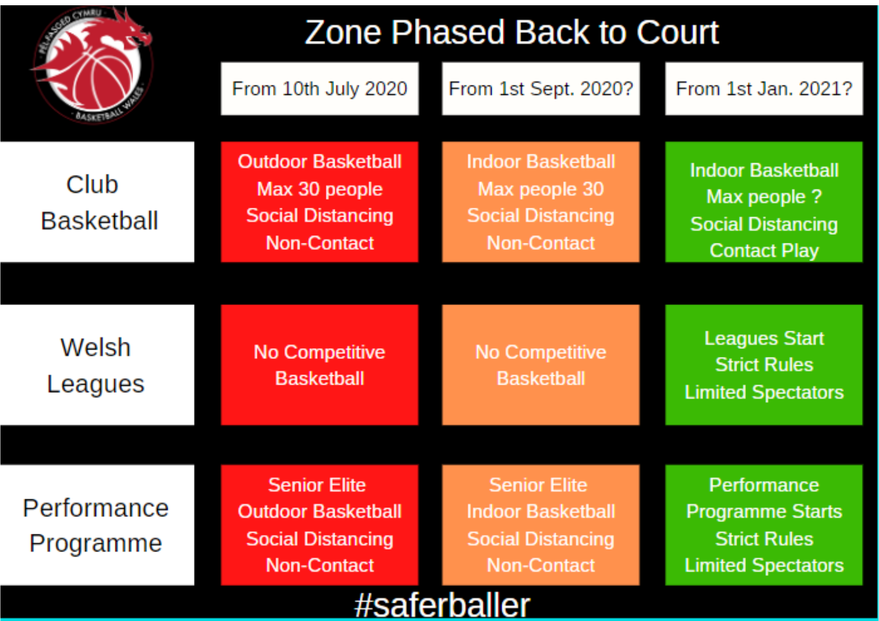# Zone Phased Back to Court

| | From 10th July 2020 | From 1st Sept. 2020? | From 1st Jan. 2021? |
|---|---|---|---|
| Club Basketball | Outdoor Basketball<br>Max 30 people<br>Social Distancing<br>Non-Contact | Indoor Basketball<br>Max people 30<br>Social Distancing<br>Non-Contact | Indoor Basketball<br>Max people ?<br>Social Distancing<br>Contact Play |
| Welsh Leagues | No Competitive Basketball | No Competitive Basketball | Leagues Start<br>Strict Rules<br>Limited Spectators |
| Performance Programme | Senior Elite<br>Outdoor Basketball<br>Social Distancing<br>Non-Contact | Senior Elite<br>Indoor Basketball<br>Social Distancing<br>Non-Contact | Performance Programme Starts<br>Strict Rules<br>Limited Spectators |

#saferballer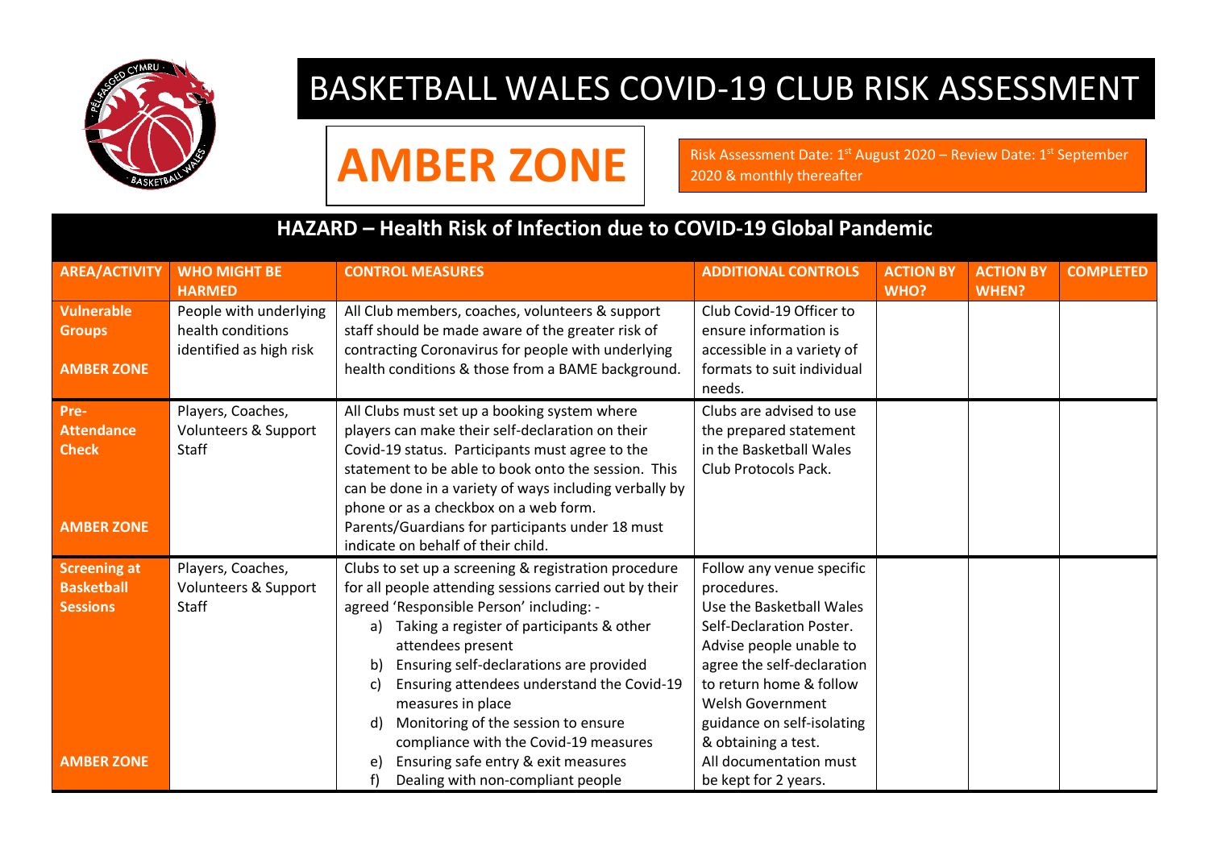# BASKETBALL WALES COVID-19 CLUB RISK ASSESSMENT

## AMBER ZONE

Risk Assessment Date: 1st August 2020 – Review Date: 1st September 2020 & monthly thereafter

### HAZARD – Health Risk of Infection due to COVID-19 Global Pandemic

| AREA/ACTIVITY | WHO MIGHT BE HARMED | CONTROL MEASURES | ADDITIONAL CONTROLS | ACTION BY WHO? | ACTION BY WHEN? | COMPLETED |
|---|---|---|---|---|---|---|
| **Vulnerable Groups**<br><br>**AMBER ZONE** | People with underlying health conditions identified as high risk | All Club members, coaches, volunteers & support staff should be made aware of the greater risk of contracting Coronavirus for people with underlying health conditions & those from a BAME background. | Club Covid-19 Officer to ensure information is accessible in a variety of formats to suit individual needs. | | | |
| **Pre-Attendance Check**<br><br>**AMBER ZONE** | Players, Coaches, Volunteers & Support Staff | All Clubs must set up a booking system where players can make their self-declaration on their Covid-19 status. Participants must agree to the statement to be able to book onto the session. This can be done in a variety of ways including verbally by phone or as a checkbox on a web form.<br>Parents/Guardians for participants under 18 must indicate on behalf of their child. | Clubs are advised to use the prepared statement in the Basketball Wales Club Protocols Pack. | | | |
| **Screening at Basketball Sessions**<br><br>**AMBER ZONE** | Players, Coaches, Volunteers & Support Staff | Clubs to set up a screening & registration procedure for all people attending sessions carried out by their agreed 'Responsible Person' including: -<br>a) Taking a register of participants & other attendees present<br>b) Ensuring self-declarations are provided<br>c) Ensuring attendees understand the Covid-19 measures in place<br>d) Monitoring of the session to ensure compliance with the Covid-19 measures<br>e) Ensuring safe entry & exit measures<br>f) Dealing with non-compliant people | Follow any venue specific procedures.<br>Use the Basketball Wales Self-Declaration Poster.<br>Advise people unable to agree the self-declaration to return home & follow Welsh Government guidance on self-isolating & obtaining a test.<br>All documentation must be kept for 2 years. | | | |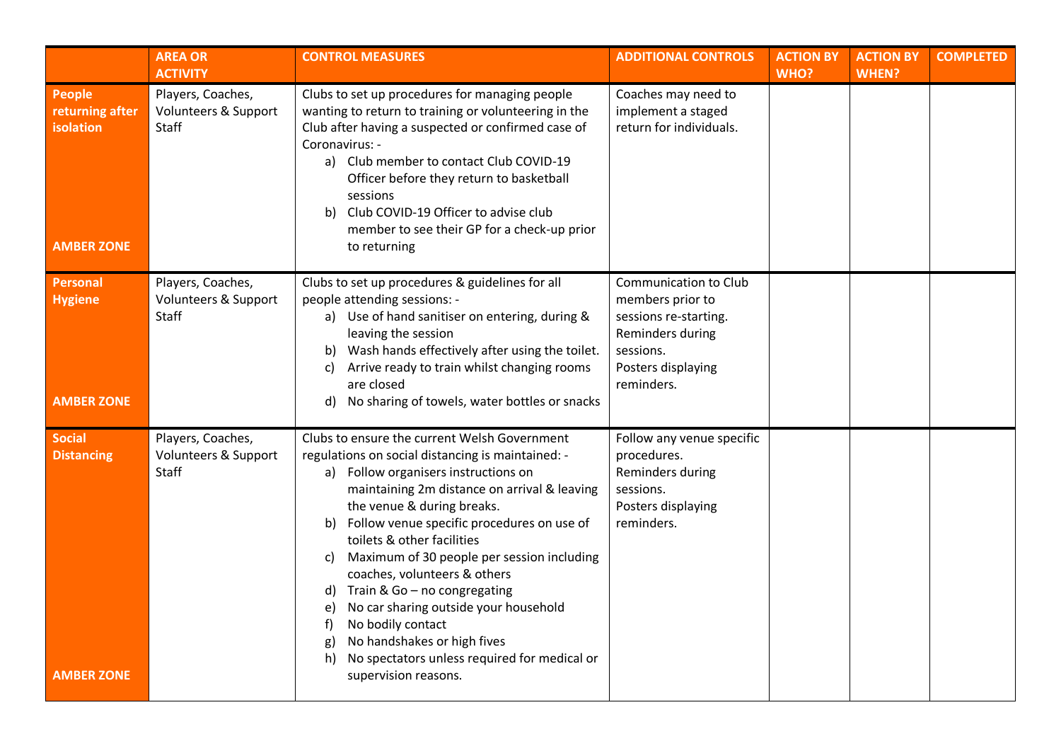| | AREA OR ACTIVITY | CONTROL MEASURES | ADDITIONAL CONTROLS | ACTION BY WHO? | ACTION BY WHEN? | COMPLETED |
|---|---|---|---|---|---|---|
| **People returning after isolation**<br><br>**AMBER ZONE** | Players, Coaches, Volunteers & Support Staff | Clubs to set up procedures for managing people wanting to return to training or volunteering in the Club after having a suspected or confirmed case of Coronavirus: -<br>a) Club member to contact Club COVID-19 Officer before they return to basketball sessions<br>b) Club COVID-19 Officer to advise club member to see their GP for a check-up prior to returning | Coaches may need to implement a staged return for individuals. | | | |
| **Personal Hygiene**<br><br>**AMBER ZONE** | Players, Coaches, Volunteers & Support Staff | Clubs to set up procedures & guidelines for all people attending sessions: -<br>a) Use of hand sanitiser on entering, during & leaving the session<br>b) Wash hands effectively after using the toilet.<br>c) Arrive ready to train whilst changing rooms are closed<br>d) No sharing of towels, water bottles or snacks | Communication to Club members prior to sessions re-starting.<br>Reminders during sessions.<br>Posters displaying reminders. | | | |
| **Social Distancing**<br><br>**AMBER ZONE** | Players, Coaches, Volunteers & Support Staff | Clubs to ensure the current Welsh Government regulations on social distancing is maintained: -<br>a) Follow organisers instructions on maintaining 2m distance on arrival & leaving the venue & during breaks.<br>b) Follow venue specific procedures on use of toilets & other facilities<br>c) Maximum of 30 people per session including coaches, volunteers & others<br>d) Train & Go – no congregating<br>e) No car sharing outside your household<br>f) No bodily contact<br>g) No handshakes or high fives<br>h) No spectators unless required for medical or supervision reasons. | Follow any venue specific procedures.<br>Reminders during sessions.<br>Posters displaying reminders. | | | |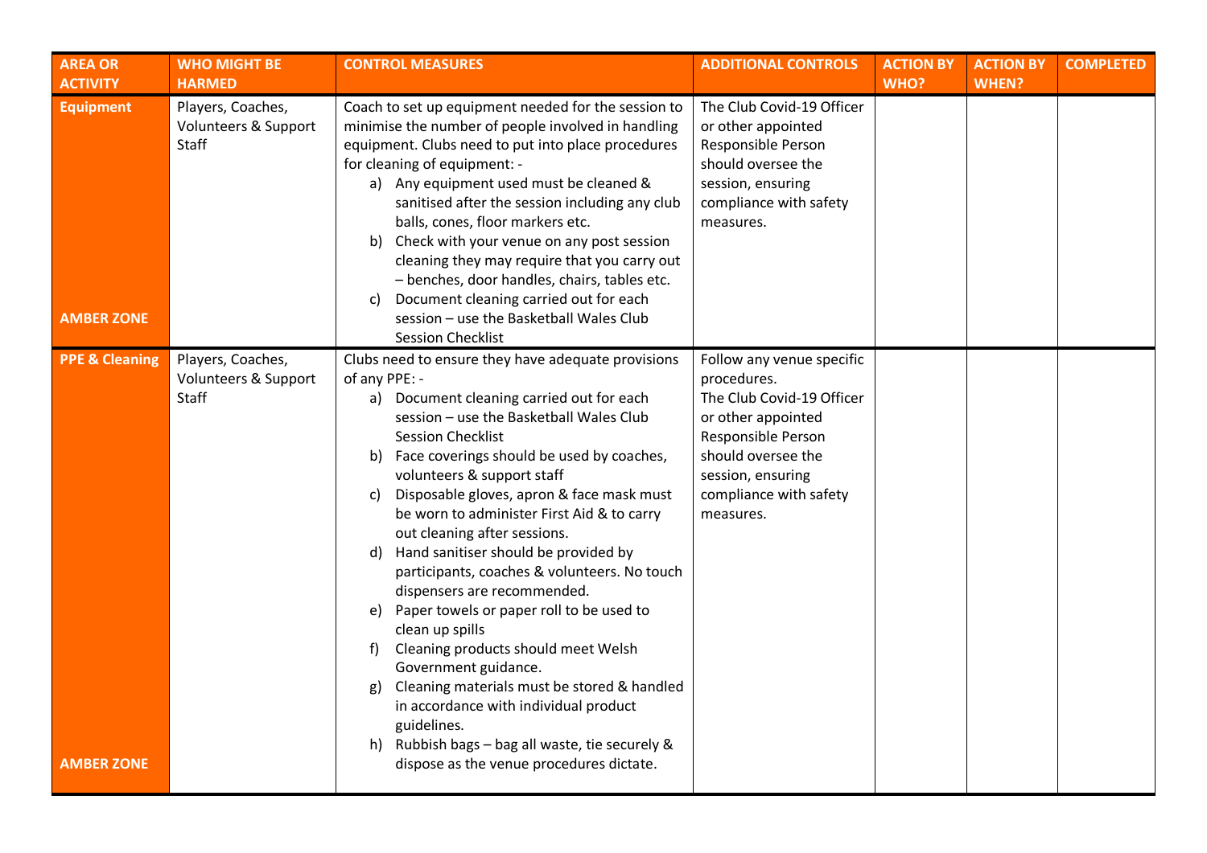| AREA OR ACTIVITY | WHO MIGHT BE HARMED | CONTROL MEASURES | ADDITIONAL CONTROLS | ACTION BY WHO? | ACTION BY WHEN? | COMPLETED |
|---|---|---|---|---|---|---|
| **Equipment**<br><br>**AMBER ZONE** | Players, Coaches, Volunteers & Support Staff | Coach to set up equipment needed for the session to minimise the number of people involved in handling equipment. Clubs need to put into place procedures for cleaning of equipment: -<br>a) Any equipment used must be cleaned & sanitised after the session including any club balls, cones, floor markers etc.<br>b) Check with your venue on any post session cleaning they may require that you carry out – benches, door handles, chairs, tables etc.<br>c) Document cleaning carried out for each session – use the Basketball Wales Club Session Checklist | The Club Covid-19 Officer or other appointed Responsible Person should oversee the session, ensuring compliance with safety measures. | | | |
| **PPE & Cleaning**<br><br>**AMBER ZONE** | Players, Coaches, Volunteers & Support Staff | Clubs need to ensure they have adequate provisions of any PPE: -<br>a) Document cleaning carried out for each session – use the Basketball Wales Club Session Checklist<br>b) Face coverings should be used by coaches, volunteers & support staff<br>c) Disposable gloves, apron & face mask must be worn to administer First Aid & to carry out cleaning after sessions.<br>d) Hand sanitiser should be provided by participants, coaches & volunteers. No touch dispensers are recommended.<br>e) Paper towels or paper roll to be used to clean up spills<br>f) Cleaning products should meet Welsh Government guidance.<br>g) Cleaning materials must be stored & handled in accordance with individual product guidelines.<br>h) Rubbish bags – bag all waste, tie securely & dispose as the venue procedures dictate. | Follow any venue specific procedures.<br>The Club Covid-19 Officer or other appointed Responsible Person should oversee the session, ensuring compliance with safety measures. | | | |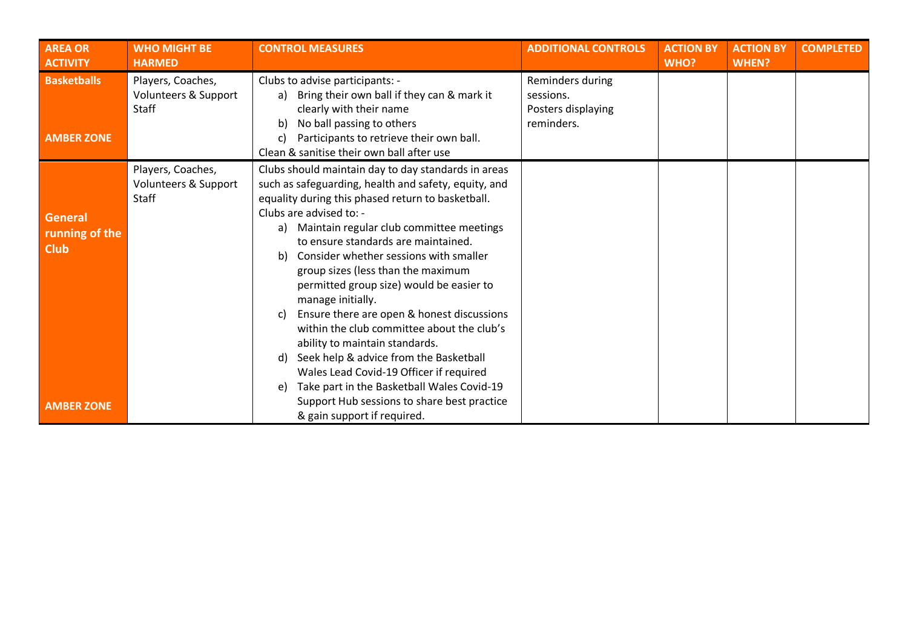| AREA OR ACTIVITY | WHO MIGHT BE HARMED | CONTROL MEASURES | ADDITIONAL CONTROLS | ACTION BY WHO? | ACTION BY WHEN? | COMPLETED |
|---|---|---|---|---|---|---|
| **Basketballs**<br><br>**AMBER ZONE** | Players, Coaches, Volunteers & Support Staff | Clubs to advise participants: -<br>a) Bring their own ball if they can & mark it clearly with their name<br>b) No ball passing to others<br>c) Participants to retrieve their own ball.<br>Clean & sanitise their own ball after use | Reminders during sessions.<br>Posters displaying reminders. | | | |
| **General running of the Club**<br><br>**AMBER ZONE** | Players, Coaches, Volunteers & Support Staff | Clubs should maintain day to day standards in areas such as safeguarding, health and safety, equity, and equality during this phased return to basketball.<br>Clubs are advised to: -<br>a) Maintain regular club committee meetings to ensure standards are maintained.<br>b) Consider whether sessions with smaller group sizes (less than the maximum permitted group size) would be easier to manage initially.<br>c) Ensure there are open & honest discussions within the club committee about the club's ability to maintain standards.<br>d) Seek help & advice from the Basketball Wales Lead Covid-19 Officer if required<br>e) Take part in the Basketball Wales Covid-19 Support Hub sessions to share best practice & gain support if required. | | | | |